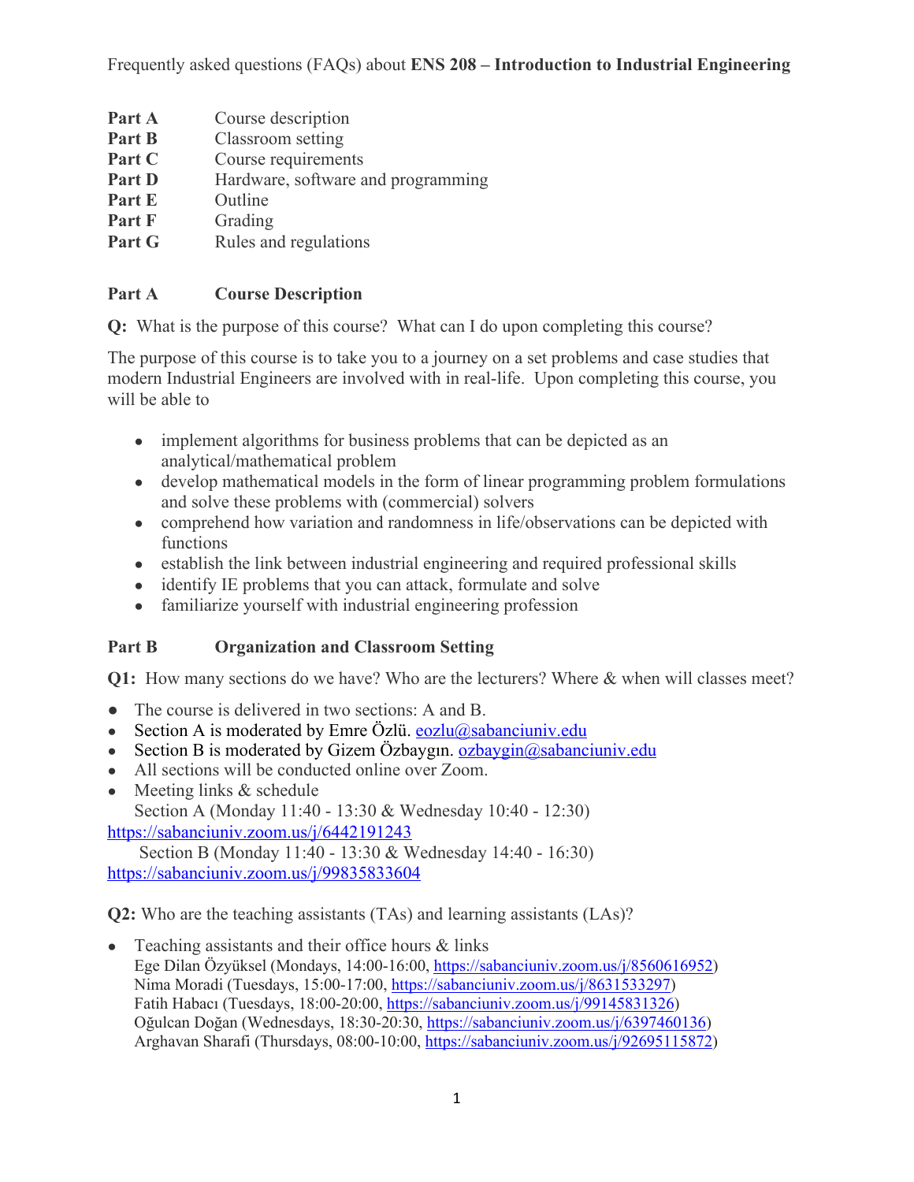Frequently asked questions (FAQs) about **ENS 208 – Introduction to Industrial Engineering**

| | |
|---|---|
| **Part A** | Course description |
| **Part B** | Classroom setting |
| **Part C** | Course requirements |
| **Part D** | Hardware, software and programming |
| **Part E** | Outline |
| **Part F** | Grading |
| **Part G** | Rules and regulations |

## Part A Course Description

**Q:** What is the purpose of this course? What can I do upon completing this course?

The purpose of this course is to take you to a journey on a set problems and case studies that modern Industrial Engineers are involved with in real-life. Upon completing this course, you will be able to

- implement algorithms for business problems that can be depicted as an analytical/mathematical problem
- develop mathematical models in the form of linear programming problem formulations and solve these problems with (commercial) solvers
- comprehend how variation and randomness in life/observations can be depicted with functions
- establish the link between industrial engineering and required professional skills
- identify IE problems that you can attack, formulate and solve
- familiarize yourself with industrial engineering profession

## Part B Organization and Classroom Setting

**Q1:** How many sections do we have? Who are the lecturers? Where & when will classes meet?

- The course is delivered in two sections: A and B.
- Section A is moderated by Emre Özlü. eozlu@sabanciuniv.edu
- Section B is moderated by Gizem Özbaygın. ozbaygin@sabanciuniv.edu
- All sections will be conducted online over Zoom.
- Meeting links & schedule
  Section A (Monday 11:40 - 13:30 & Wednesday 10:40 - 12:30)
  https://sabanciuniv.zoom.us/j/6442191243
  Section B (Monday 11:40 - 13:30 & Wednesday 14:40 - 16:30)
  https://sabanciuniv.zoom.us/j/99835833604

**Q2:** Who are the teaching assistants (TAs) and learning assistants (LAs)?

- Teaching assistants and their office hours & links
  Ege Dilan Özyüksel (Mondays, 14:00-16:00, https://sabanciuniv.zoom.us/j/8560616952)
  Nima Moradi (Tuesdays, 15:00-17:00, https://sabanciuniv.zoom.us/j/8631533297)
  Fatih Habacı (Tuesdays, 18:00-20:00, https://sabanciuniv.zoom.us/j/99145831326)
  Oğulcan Doğan (Wednesdays, 18:30-20:30, https://sabanciuniv.zoom.us/j/6397460136)
  Arghavan Sharafi (Thursdays, 08:00-10:00, https://sabanciuniv.zoom.us/j/92695115872)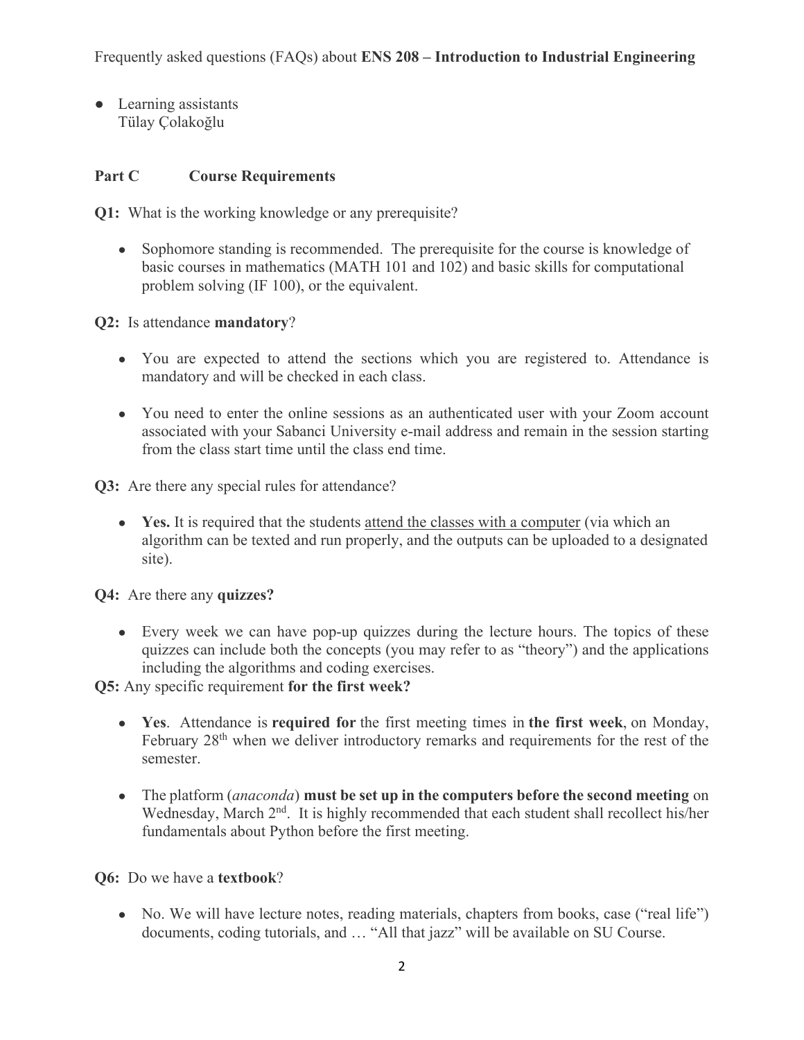- Learning assistants
  Tülay Çolakoğlu

## Part C Course Requirements

**Q1:** What is the working knowledge or any prerequisite?

- Sophomore standing is recommended. The prerequisite for the course is knowledge of basic courses in mathematics (MATH 101 and 102) and basic skills for computational problem solving (IF 100), or the equivalent.

**Q2:** Is attendance **mandatory**?

- You are expected to attend the sections which you are registered to. Attendance is mandatory and will be checked in each class.
- You need to enter the online sessions as an authenticated user with your Zoom account associated with your Sabanci University e-mail address and remain in the session starting from the class start time until the class end time.

**Q3:** Are there any special rules for attendance?

- **Yes.** It is required that the students attend the classes with a computer (via which an algorithm can be texted and run properly, and the outputs can be uploaded to a designated site).

**Q4:** Are there any **quizzes?**

- Every week we can have pop-up quizzes during the lecture hours. The topics of these quizzes can include both the concepts (you may refer to as "theory") and the applications including the algorithms and coding exercises.

**Q5:** Any specific requirement **for the first week?**

- **Yes**. Attendance is **required for** the first meeting times in **the first week**, on Monday, February 28th when we deliver introductory remarks and requirements for the rest of the semester.
- The platform (*anaconda*) **must be set up in the computers before the second meeting** on Wednesday, March 2nd. It is highly recommended that each student shall recollect his/her fundamentals about Python before the first meeting.

**Q6:** Do we have a **textbook**?

- No. We will have lecture notes, reading materials, chapters from books, case ("real life") documents, coding tutorials, and … "All that jazz" will be available on SU Course.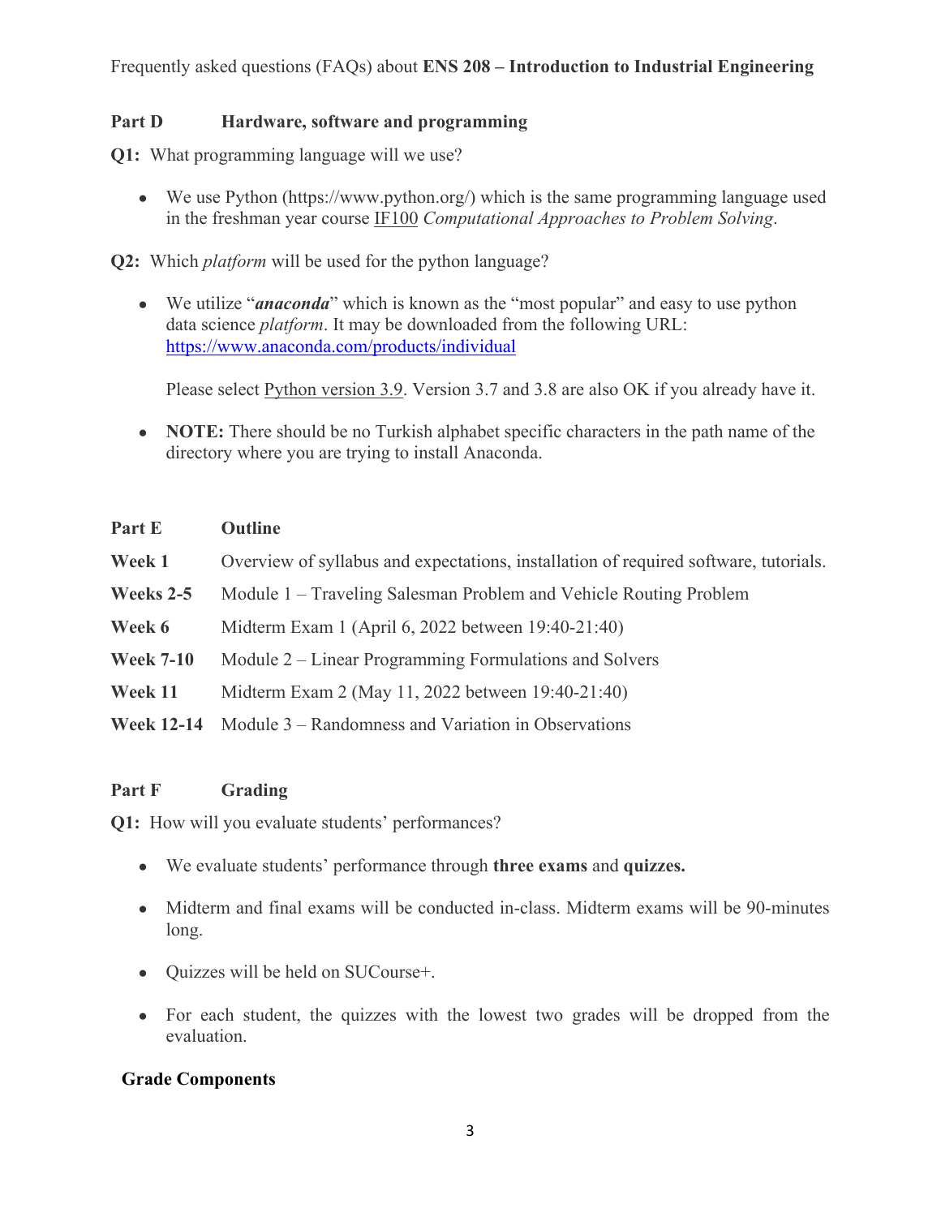Frequently asked questions (FAQs) about **ENS 208 – Introduction to Industrial Engineering**

## Part D Hardware, software and programming

**Q1:** What programming language will we use?

- We use Python (https://www.python.org/) which is the same programming language used in the freshman year course IF100 *Computational Approaches to Problem Solving*.

**Q2:** Which *platform* will be used for the python language?

- We utilize "***anaconda***" which is known as the "most popular" and easy to use python data science *platform*. It may be downloaded from the following URL: https://www.anaconda.com/products/individual

  Please select Python version 3.9. Version 3.7 and 3.8 are also OK if you already have it.

- **NOTE:** There should be no Turkish alphabet specific characters in the path name of the directory where you are trying to install Anaconda.

## Part E Outline

| | |
|---|---|
| **Week 1** | Overview of syllabus and expectations, installation of required software, tutorials. |
| **Weeks 2-5** | Module 1 – Traveling Salesman Problem and Vehicle Routing Problem |
| **Week 6** | Midterm Exam 1 (April 6, 2022 between 19:40-21:40) |
| **Week 7-10** | Module 2 – Linear Programming Formulations and Solvers |
| **Week 11** | Midterm Exam 2 (May 11, 2022 between 19:40-21:40) |
| **Week 12-14** | Module 3 – Randomness and Variation in Observations |

## Part F Grading

**Q1:** How will you evaluate students' performances?

- We evaluate students' performance through **three exams** and **quizzes.**
- Midterm and final exams will be conducted in-class. Midterm exams will be 90-minutes long.
- Quizzes will be held on SUCourse+.
- For each student, the quizzes with the lowest two grades will be dropped from the evaluation.

**Grade Components**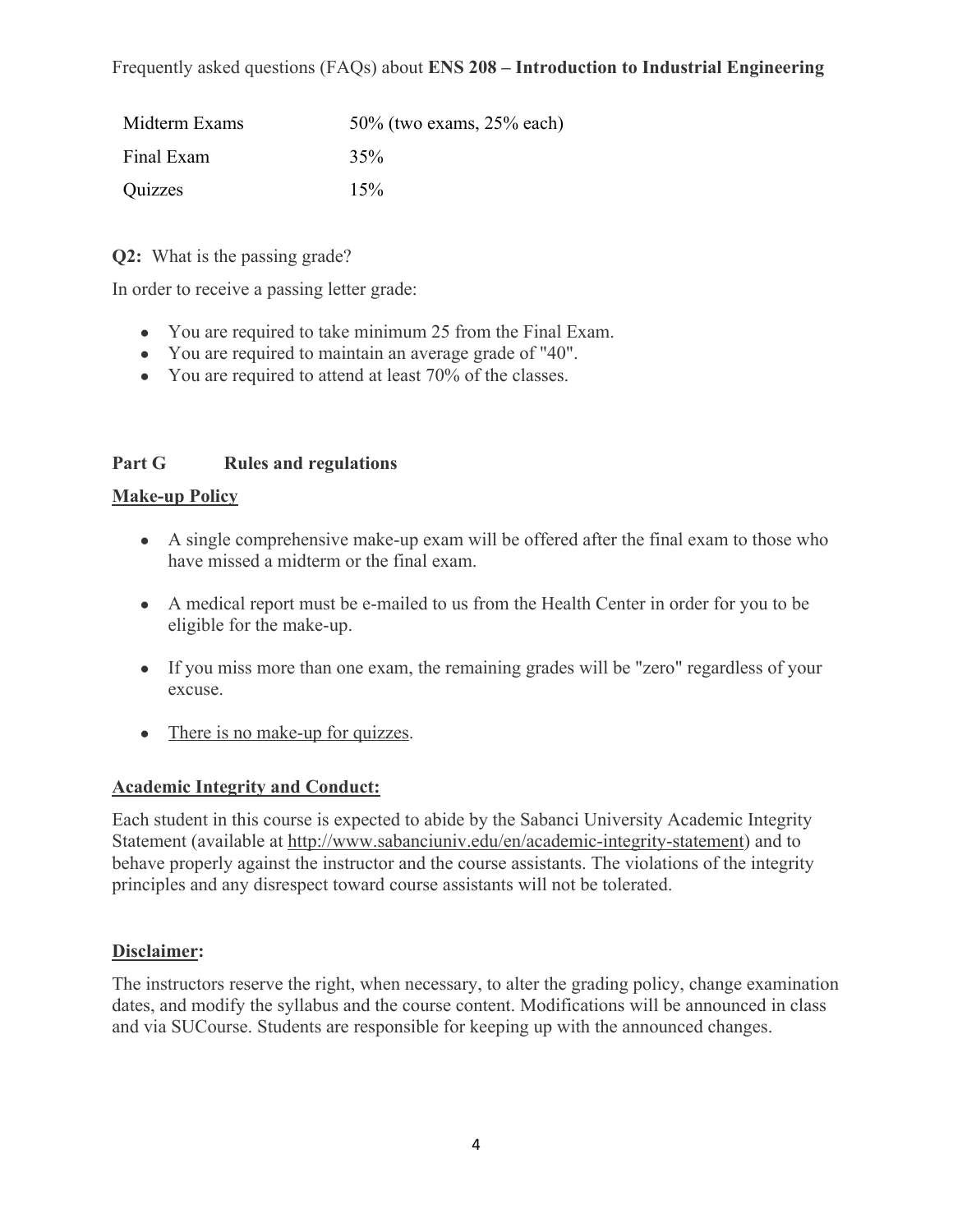Frequently asked questions (FAQs) about **ENS 208 – Introduction to Industrial Engineering**

| | |
|---|---|
| Midterm Exams | 50% (two exams, 25% each) |
| Final Exam | 35% |
| Quizzes | 15% |

**Q2:** What is the passing grade?

In order to receive a passing letter grade:

- You are required to take minimum 25 from the Final Exam.
- You are required to maintain an average grade of "40".
- You are required to attend at least 70% of the classes.

## Part G Rules and regulations

**Make-up Policy**

- A single comprehensive make-up exam will be offered after the final exam to those who have missed a midterm or the final exam.
- A medical report must be e-mailed to us from the Health Center in order for you to be eligible for the make-up.
- If you miss more than one exam, the remaining grades will be "zero" regardless of your excuse.
- There is no make-up for quizzes.

**Academic Integrity and Conduct:**

Each student in this course is expected to abide by the Sabanci University Academic Integrity Statement (available at http://www.sabanciuniv.edu/en/academic-integrity-statement) and to behave properly against the instructor and the course assistants. The violations of the integrity principles and any disrespect toward course assistants will not be tolerated.

**Disclaimer:**

The instructors reserve the right, when necessary, to alter the grading policy, change examination dates, and modify the syllabus and the course content. Modifications will be announced in class and via SUCourse. Students are responsible for keeping up with the announced changes.